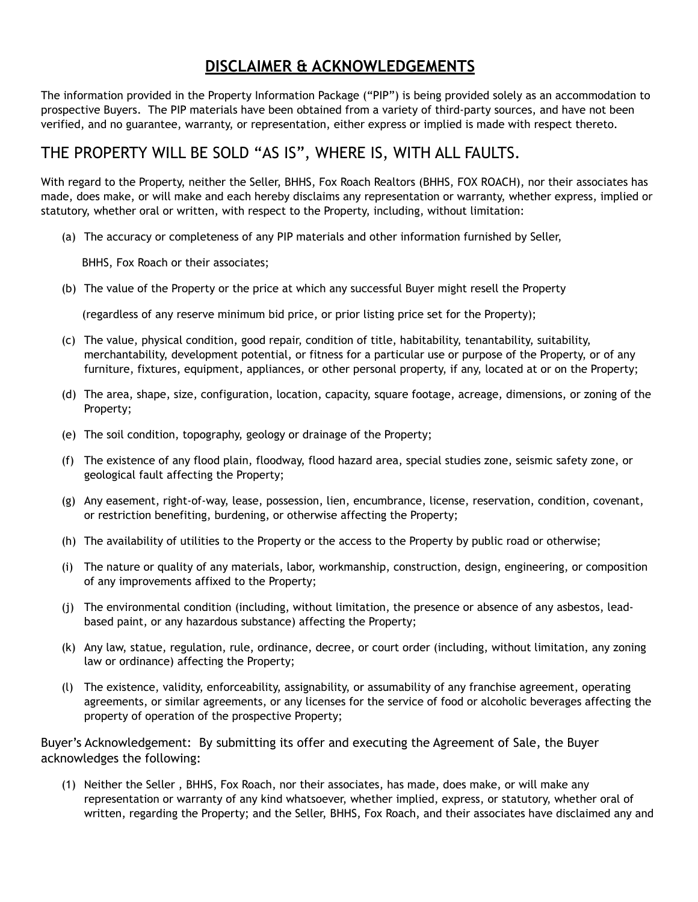# DISCLAIMER & ACKNOWLEDGEMENTS

The information provided in the Property Information Package ("PIP") is being provided solely as an accommodation to prospective Buyers. The PIP materials have been obtained from a variety of third-party sources, and have not been verified, and no guarantee, warranty, or representation, either express or implied is made with respect thereto.

## THE PROPERTY WILL BE SOLD "AS IS", WHERE IS, WITH ALL FAULTS.

With regard to the Property, neither the Seller, BHHS, Fox Roach Realtors (BHHS, FOX ROACH), nor their associates has made, does make, or will make and each hereby disclaims any representation or warranty, whether express, implied or statutory, whether oral or written, with respect to the Property, including, without limitation:

(a) The accuracy or completeness of any PIP materials and other information furnished by Seller, BHHS, Fox Roach or their associates;

(b) The value of the Property or the price at which any successful Buyer might resell the Property (regardless of any reserve minimum bid price, or prior listing price set for the Property);

(c) The value, physical condition, good repair, condition of title, habitability, tenantability, suitability, merchantability, development potential, or fitness for a particular use or purpose of the Property, or of any furniture, fixtures, equipment, appliances, or other personal property, if any, located at or on the Property;

(d) The area, shape, size, configuration, location, capacity, square footage, acreage, dimensions, or zoning of the Property;

(e) The soil condition, topography, geology or drainage of the Property;

(f) The existence of any flood plain, floodway, flood hazard area, special studies zone, seismic safety zone, or geological fault affecting the Property;

(g) Any easement, right-of-way, lease, possession, lien, encumbrance, license, reservation, condition, covenant, or restriction benefiting, burdening, or otherwise affecting the Property;

(h) The availability of utilities to the Property or the access to the Property by public road or otherwise;

(i) The nature or quality of any materials, labor, workmanship, construction, design, engineering, or composition of any improvements affixed to the Property;

(j) The environmental condition (including, without limitation, the presence or absence of any asbestos, lead-based paint, or any hazardous substance) affecting the Property;

(k) Any law, statue, regulation, rule, ordinance, decree, or court order (including, without limitation, any zoning law or ordinance) affecting the Property;

(l) The existence, validity, enforceability, assignability, or assumability of any franchise agreement, operating agreements, or similar agreements, or any licenses for the service of food or alcoholic beverages affecting the property of operation of the prospective Property;

Buyer's Acknowledgement: By submitting its offer and executing the Agreement of Sale, the Buyer acknowledges the following:

(1) Neither the Seller , BHHS, Fox Roach, nor their associates, has made, does make, or will make any representation or warranty of any kind whatsoever, whether implied, express, or statutory, whether oral of written, regarding the Property; and the Seller, BHHS, Fox Roach, and their associates have disclaimed any and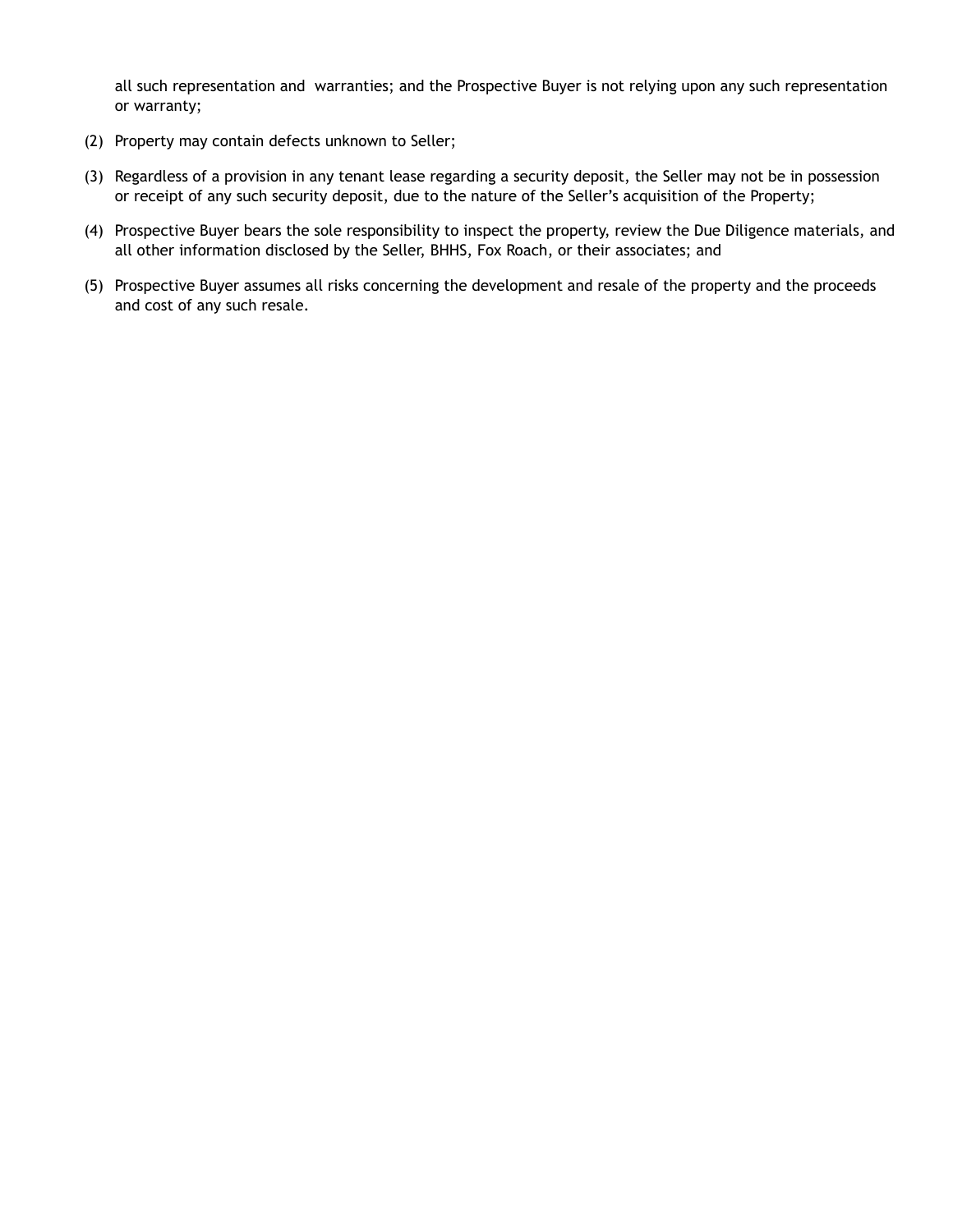all such representation and warranties; and the Prospective Buyer is not relying upon any such representation or warranty;

(2) Property may contain defects unknown to Seller;

(3) Regardless of a provision in any tenant lease regarding a security deposit, the Seller may not be in possession or receipt of any such security deposit, due to the nature of the Seller's acquisition of the Property;

(4) Prospective Buyer bears the sole responsibility to inspect the property, review the Due Diligence materials, and all other information disclosed by the Seller, BHHS, Fox Roach, or their associates; and

(5) Prospective Buyer assumes all risks concerning the development and resale of the property and the proceeds and cost of any such resale.